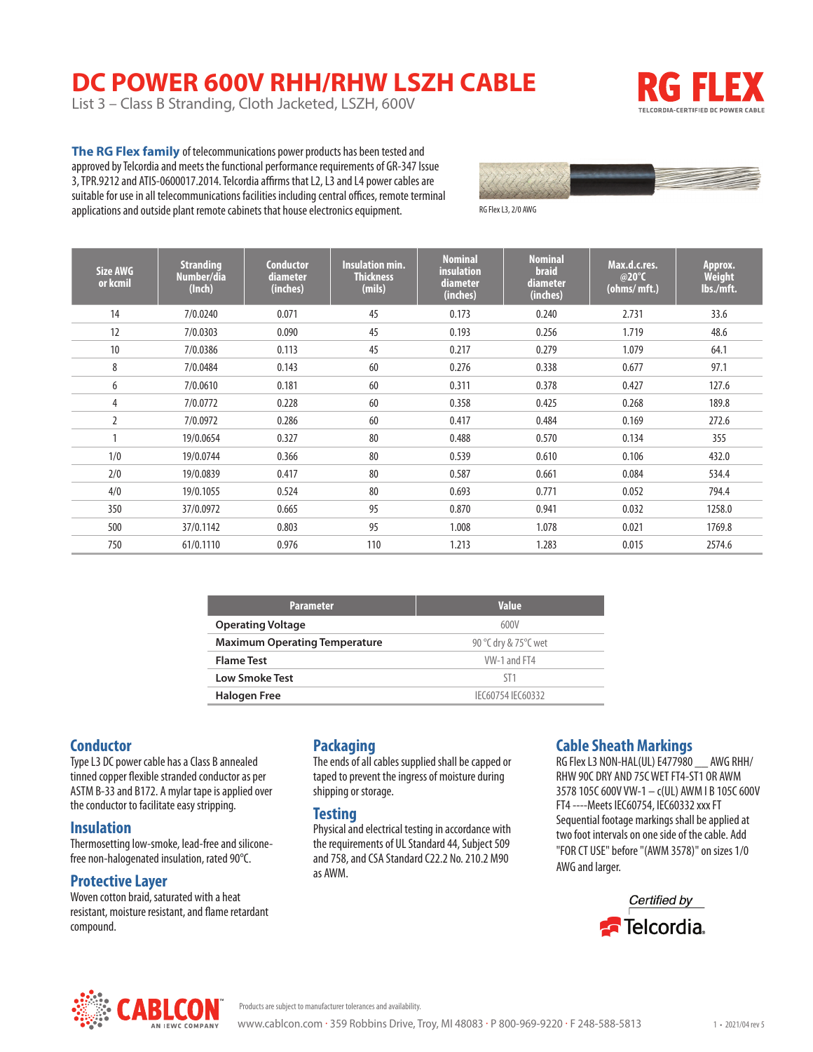# DC POWER 600V RHH/RHW LSZH CABLE

List 3 – Class B Stranding, Cloth Jacketed, LSZH, 600V

**RG FLEX**
TELCORDIA-CERTIFIED DC POWER CABLE

**The RG Flex family** of telecommunications power products has been tested and approved by Telcordia and meets the functional performance requirements of GR-347 Issue 3, TPR.9212 and ATIS-0600017.2014. Telcordia affirms that L2, L3 and L4 power cables are suitable for use in all telecommunications facilities including central offices, remote terminal applications and outside plant remote cabinets that house electronics equipment.

RG Flex L3, 2/0 AWG

| Size AWG or kcmil | Stranding Number/dia (Inch) | Conductor diameter (inches) | Insulation min. Thickness (mils) | Nominal insulation diameter (inches) | Nominal braid diameter (inches) | Max.d.c.res. @20°C (ohms/ mft.) | Approx. Weight lbs./mft. |
|---|---|---|---|---|---|---|---|
| 14 | 7/0.0240 | 0.071 | 45 | 0.173 | 0.240 | 2.731 | 33.6 |
| 12 | 7/0.0303 | 0.090 | 45 | 0.193 | 0.256 | 1.719 | 48.6 |
| 10 | 7/0.0386 | 0.113 | 45 | 0.217 | 0.279 | 1.079 | 64.1 |
| 8 | 7/0.0484 | 0.143 | 60 | 0.276 | 0.338 | 0.677 | 97.1 |
| 6 | 7/0.0610 | 0.181 | 60 | 0.311 | 0.378 | 0.427 | 127.6 |
| 4 | 7/0.0772 | 0.228 | 60 | 0.358 | 0.425 | 0.268 | 189.8 |
| 2 | 7/0.0972 | 0.286 | 60 | 0.417 | 0.484 | 0.169 | 272.6 |
| 1 | 19/0.0654 | 0.327 | 80 | 0.488 | 0.570 | 0.134 | 355 |
| 1/0 | 19/0.0744 | 0.366 | 80 | 0.539 | 0.610 | 0.106 | 432.0 |
| 2/0 | 19/0.0839 | 0.417 | 80 | 0.587 | 0.661 | 0.084 | 534.4 |
| 4/0 | 19/0.1055 | 0.524 | 80 | 0.693 | 0.771 | 0.052 | 794.4 |
| 350 | 37/0.0972 | 0.665 | 95 | 0.870 | 0.941 | 0.032 | 1258.0 |
| 500 | 37/0.1142 | 0.803 | 95 | 1.008 | 1.078 | 0.021 | 1769.8 |
| 750 | 61/0.1110 | 0.976 | 110 | 1.213 | 1.283 | 0.015 | 2574.6 |

| Parameter | Value |
|---|---|
| **Operating Voltage** | 600V |
| **Maximum Operating Temperature** | 90 °C dry & 75°C wet |
| **Flame Test** | VW-1 and FT4 |
| **Low Smoke Test** | ST1 |
| **Halogen Free** | IEC60754 IEC60332 |

## Conductor

Type L3 DC power cable has a Class B annealed tinned copper flexible stranded conductor as per ASTM B-33 and B172. A mylar tape is applied over the conductor to facilitate easy stripping.

## Insulation

Thermosetting low-smoke, lead-free and silicone-free non-halogenated insulation, rated 90°C.

## Protective Layer

Woven cotton braid, saturated with a heat resistant, moisture resistant, and flame retardant compound.

## Packaging

The ends of all cables supplied shall be capped or taped to prevent the ingress of moisture during shipping or storage.

## Testing

Physical and electrical testing in accordance with the requirements of UL Standard 44, Subject 509 and 758, and CSA Standard C22.2 No. 210.2 M90 as AWM.

## Cable Sheath Markings

RG Flex L3 NON-HAL(UL) E477980 __ AWG RHH/RHW 90C DRY AND 75C WET FT4-ST1 OR AWM 3578 105C 600V VW-1 – c(UL) AWM I B 105C 600V FT4 ----Meets IEC60754, IEC60332 xxx FT Sequential footage markings shall be applied at two foot intervals on one side of the cable. Add "FOR CT USE" before "(AWM 3578)" on sizes 1/0 AWG and larger.

*Certified by* Telcordia.

CABLCON™ AN IEWC COMPANY

Products are subject to manufacturer tolerances and availability.

www.cablcon.com · 359 Robbins Drive, Troy, MI 48083 · P 800-969-9220 · F 248-588-5813

2021/04 rev 5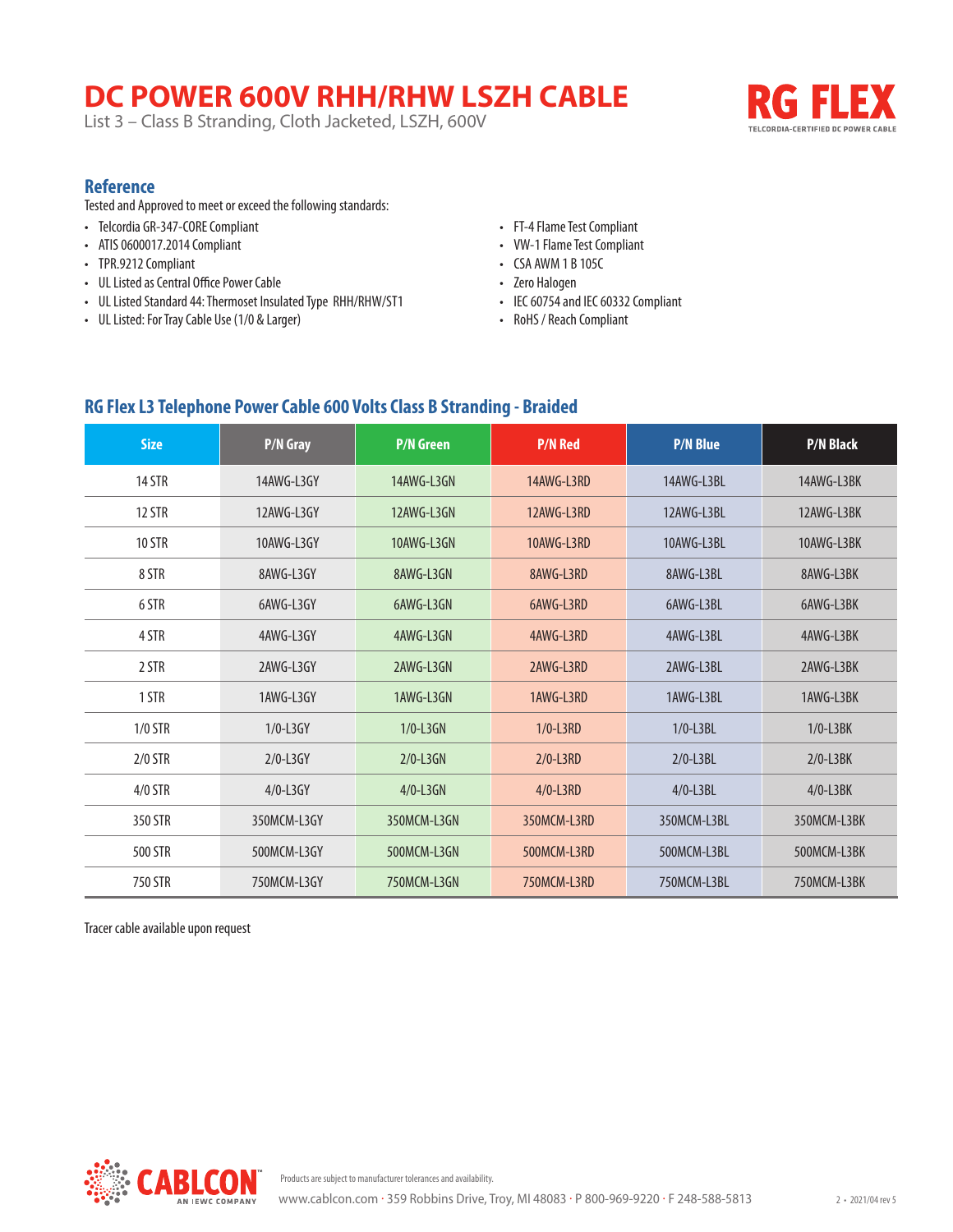# DC POWER 600V RHH/RHW LSZH CABLE

List 3 – Class B Stranding, Cloth Jacketed, LSZH, 600V

RG FLEX
TELCORDIA-CERTIFIED DC POWER CABLE

## Reference

Tested and Approved to meet or exceed the following standards:

- Telcordia GR-347-CORE Compliant
- ATIS 0600017.2014 Compliant
- TPR.9212 Compliant
- UL Listed as Central Office Power Cable
- UL Listed Standard 44: Thermoset Insulated Type RHH/RHW/ST1
- UL Listed: For Tray Cable Use (1/0 & Larger)
- FT-4 Flame Test Compliant
- VW-1 Flame Test Compliant
- CSA AWM 1 B 105C
- Zero Halogen
- IEC 60754 and IEC 60332 Compliant
- RoHS / Reach Compliant

## RG Flex L3 Telephone Power Cable 600 Volts Class B Stranding - Braided

| Size | P/N Gray | P/N Green | P/N Red | P/N Blue | P/N Black |
|---|---|---|---|---|---|
| 14 STR | 14AWG-L3GY | 14AWG-L3GN | 14AWG-L3RD | 14AWG-L3BL | 14AWG-L3BK |
| 12 STR | 12AWG-L3GY | 12AWG-L3GN | 12AWG-L3RD | 12AWG-L3BL | 12AWG-L3BK |
| 10 STR | 10AWG-L3GY | 10AWG-L3GN | 10AWG-L3RD | 10AWG-L3BL | 10AWG-L3BK |
| 8 STR | 8AWG-L3GY | 8AWG-L3GN | 8AWG-L3RD | 8AWG-L3BL | 8AWG-L3BK |
| 6 STR | 6AWG-L3GY | 6AWG-L3GN | 6AWG-L3RD | 6AWG-L3BL | 6AWG-L3BK |
| 4 STR | 4AWG-L3GY | 4AWG-L3GN | 4AWG-L3RD | 4AWG-L3BL | 4AWG-L3BK |
| 2 STR | 2AWG-L3GY | 2AWG-L3GN | 2AWG-L3RD | 2AWG-L3BL | 2AWG-L3BK |
| 1 STR | 1AWG-L3GY | 1AWG-L3GN | 1AWG-L3RD | 1AWG-L3BL | 1AWG-L3BK |
| 1/0 STR | 1/0-L3GY | 1/0-L3GN | 1/0-L3RD | 1/0-L3BL | 1/0-L3BK |
| 2/0 STR | 2/0-L3GY | 2/0-L3GN | 2/0-L3RD | 2/0-L3BL | 2/0-L3BK |
| 4/0 STR | 4/0-L3GY | 4/0-L3GN | 4/0-L3RD | 4/0-L3BL | 4/0-L3BK |
| 350 STR | 350MCM-L3GY | 350MCM-L3GN | 350MCM-L3RD | 350MCM-L3BL | 350MCM-L3BK |
| 500 STR | 500MCM-L3GY | 500MCM-L3GN | 500MCM-L3RD | 500MCM-L3BL | 500MCM-L3BK |
| 750 STR | 750MCM-L3GY | 750MCM-L3GN | 750MCM-L3RD | 750MCM-L3BL | 750MCM-L3BK |

Tracer cable available upon request

CABLCON™ AN IEWC COMPANY

Products are subject to manufacturer tolerances and availability.

www.cablcon.com · 359 Robbins Drive, Troy, MI 48083 · P 800-969-9220 · F 248-588-5813

2021/04 rev 5